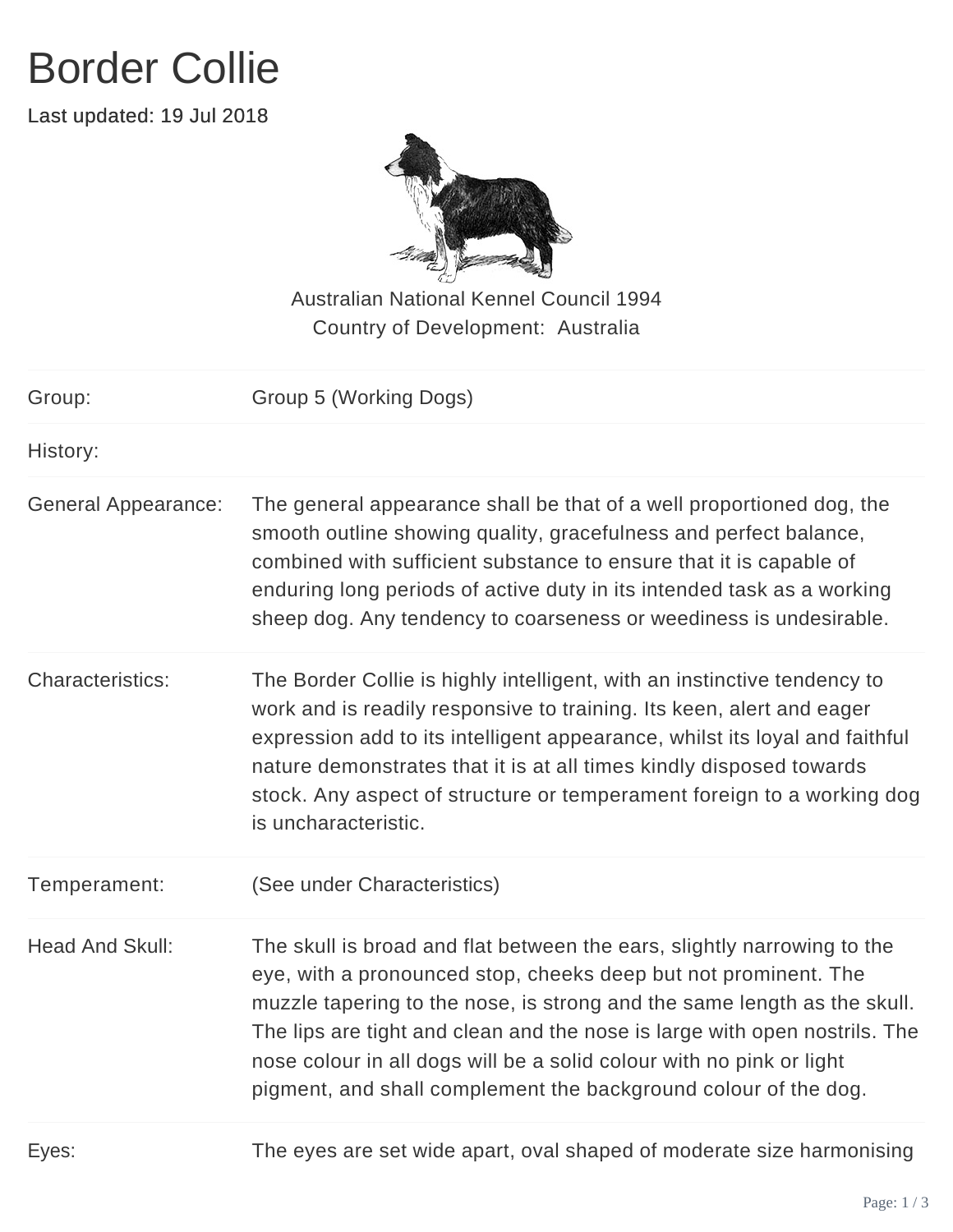# Border Collie

Last updated: 19 Jul 2018

Australian National Kennel Council 1994
Country of Development: Australia

| | |
|---|---|
| Group: | Group 5 (Working Dogs) |
| History: | |
| General Appearance: | The general appearance shall be that of a well proportioned dog, the smooth outline showing quality, gracefulness and perfect balance, combined with sufficient substance to ensure that it is capable of enduring long periods of active duty in its intended task as a working sheep dog. Any tendency to coarseness or weediness is undesirable. |
| Characteristics: | The Border Collie is highly intelligent, with an instinctive tendency to work and is readily responsive to training. Its keen, alert and eager expression add to its intelligent appearance, whilst its loyal and faithful nature demonstrates that it is at all times kindly disposed towards stock. Any aspect of structure or temperament foreign to a working dog is uncharacteristic. |
| Temperament: | (See under Characteristics) |
| Head And Skull: | The skull is broad and flat between the ears, slightly narrowing to the eye, with a pronounced stop, cheeks deep but not prominent. The muzzle tapering to the nose, is strong and the same length as the skull. The lips are tight and clean and the nose is large with open nostrils. The nose colour in all dogs will be a solid colour with no pink or light pigment, and shall complement the background colour of the dog. |
| Eyes: | The eyes are set wide apart, oval shaped of moderate size harmonising |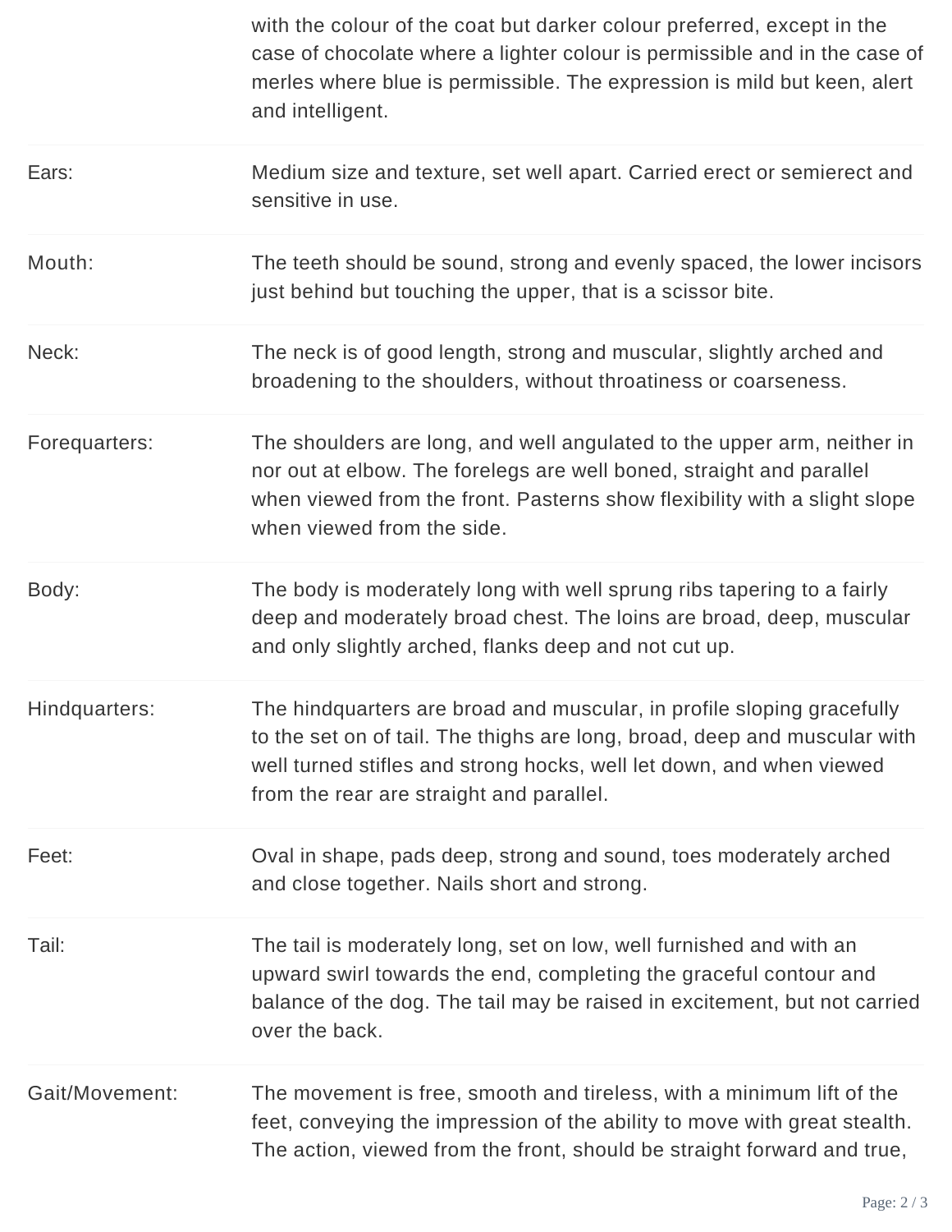| | |
|---|---|
| | with the colour of the coat but darker colour preferred, except in the case of chocolate where a lighter colour is permissible and in the case of merles where blue is permissible. The expression is mild but keen, alert and intelligent. |
| Ears: | Medium size and texture, set well apart. Carried erect or semierect and sensitive in use. |
| Mouth: | The teeth should be sound, strong and evenly spaced, the lower incisors just behind but touching the upper, that is a scissor bite. |
| Neck: | The neck is of good length, strong and muscular, slightly arched and broadening to the shoulders, without throatiness or coarseness. |
| Forequarters: | The shoulders are long, and well angulated to the upper arm, neither in nor out at elbow. The forelegs are well boned, straight and parallel when viewed from the front. Pasterns show flexibility with a slight slope when viewed from the side. |
| Body: | The body is moderately long with well sprung ribs tapering to a fairly deep and moderately broad chest. The loins are broad, deep, muscular and only slightly arched, flanks deep and not cut up. |
| Hindquarters: | The hindquarters are broad and muscular, in profile sloping gracefully to the set on of tail. The thighs are long, broad, deep and muscular with well turned stifles and strong hocks, well let down, and when viewed from the rear are straight and parallel. |
| Feet: | Oval in shape, pads deep, strong and sound, toes moderately arched and close together. Nails short and strong. |
| Tail: | The tail is moderately long, set on low, well furnished and with an upward swirl towards the end, completing the graceful contour and balance of the dog. The tail may be raised in excitement, but not carried over the back. |
| Gait/Movement: | The movement is free, smooth and tireless, with a minimum lift of the feet, conveying the impression of the ability to move with great stealth. The action, viewed from the front, should be straight forward and true, |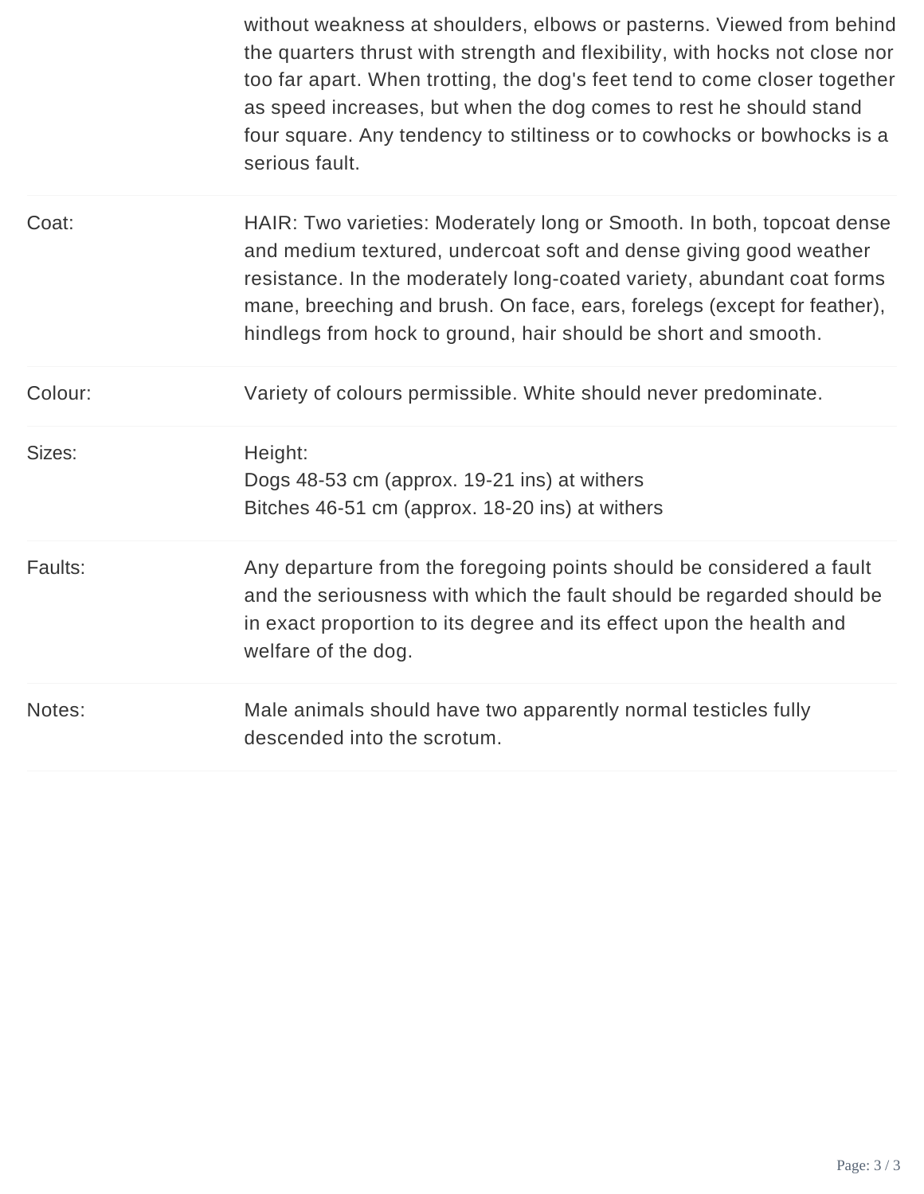| | |
|---|---|
| | without weakness at shoulders, elbows or pasterns. Viewed from behind the quarters thrust with strength and flexibility, with hocks not close nor too far apart. When trotting, the dog's feet tend to come closer together as speed increases, but when the dog comes to rest he should stand four square. Any tendency to stiltiness or to cowhocks or bowhocks is a serious fault. |
| Coat: | HAIR: Two varieties: Moderately long or Smooth. In both, topcoat dense and medium textured, undercoat soft and dense giving good weather resistance. In the moderately long-coated variety, abundant coat forms mane, breeching and brush. On face, ears, forelegs (except for feather), hindlegs from hock to ground, hair should be short and smooth. |
| Colour: | Variety of colours permissible. White should never predominate. |
| Sizes: | Height:<br>Dogs 48-53 cm (approx. 19-21 ins) at withers<br>Bitches 46-51 cm (approx. 18-20 ins) at withers |
| Faults: | Any departure from the foregoing points should be considered a fault and the seriousness with which the fault should be regarded should be in exact proportion to its degree and its effect upon the health and welfare of the dog. |
| Notes: | Male animals should have two apparently normal testicles fully descended into the scrotum. |